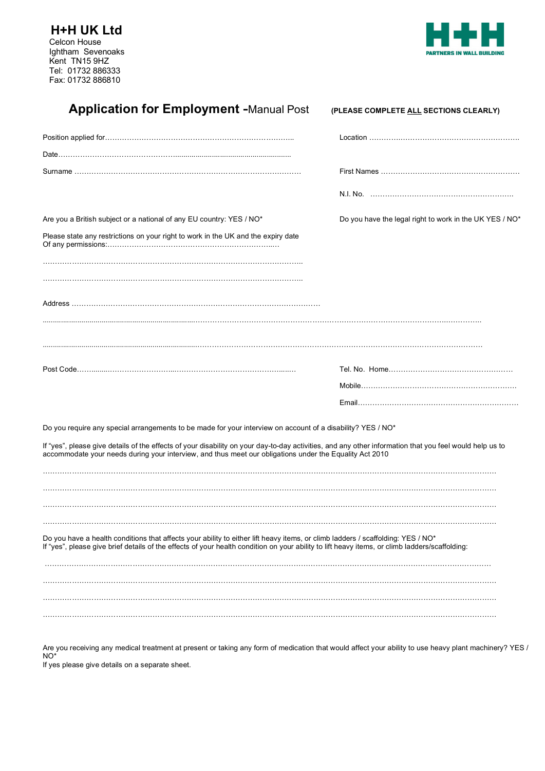**H+H UK Ltd**
Celcon House
Ightham Sevenoaks
Kent TN15 9HZ
Tel: 01732 886333
Fax: 01732 886810

H+H PARTNERS IN WALL BUILDING

# Application for Employment - Manual Post

**(PLEASE COMPLETE ALL SECTIONS CLEARLY)**

Position applied for…………………………………………………………………….. Location …………………………………………………….

Date……………………………………………………………………………………

Surname ………………………………………………………………………………… First Names ………………………………………………….

N.I. No. ………………………………………………….

Are you a British subject or a national of any EU country: YES / NO*

Do you have the legal right to work in the UK YES / NO*

Please state any restrictions on your right to work in the UK and the expiry date Of any permissions:……………………………………………………………

…………………………………………………………………………………………..

…………………………………………………………………………………………..

Address ……………………………………………………………………………………

…………………………………………………………………………………………………………………………………………………………

…………………………………………………………………………………………………………………………………………………………

Post Code……………………………………………………………………………… Tel. No. Home…………………………………………….

Mobile………………………………………………………

Email…………………………………………………………

Do you require any special arrangements to be made for your interview on account of a disability? YES / NO*

If "yes", please give details of the effects of your disability on your day-to-day activities, and any other information that you feel would help us to accommodate your needs during your interview, and thus meet our obligations under the Equality Act 2010

…………………………………………………………………………………………………………………………………………………………

…………………………………………………………………………………………………………………………………………………………

…………………………………………………………………………………………………………………………………………………………

…………………………………………………………………………………………………………………………………………………………

Do you have a health conditions that affects your ability to either lift heavy items, or climb ladders / scaffolding: YES / NO*
If "yes", please give brief details of the effects of your health condition on your ability to lift heavy items, or climb ladders/scaffolding:

…………………………………………………………………………………………………………………………………………………………

…………………………………………………………………………………………………………………………………………………………

…………………………………………………………………………………………………………………………………………………………

…………………………………………………………………………………………………………………………………………………………

Are you receiving any medical treatment at present or taking any form of medication that would affect your ability to use heavy plant machinery? YES / NO*
If yes please give details on a separate sheet.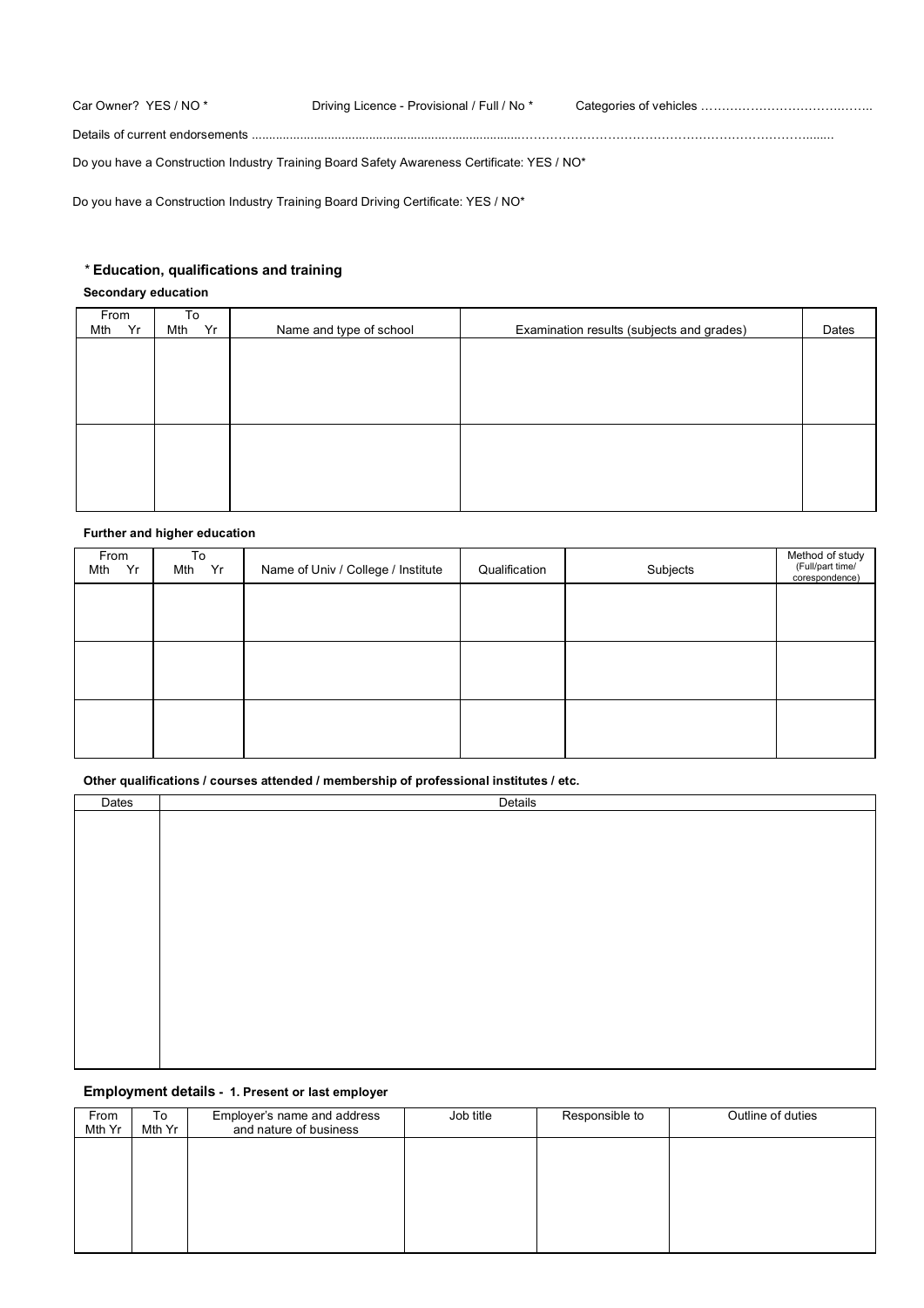Car Owner? YES / NO * Driving Licence - Provisional / Full / No * Categories of vehicles …………………………….……..

Details of current endorsements .......................................................................................……………………………………………………………........

Do you have a Construction Industry Training Board Safety Awareness Certificate: YES / NO*

Do you have a Construction Industry Training Board Driving Certificate: YES / NO*

### * Education, qualifications and training

**Secondary education**

| From Mth Yr | To Mth Yr | Name and type of school | Examination results (subjects and grades) | Dates |
|---|---|---|---|---|
| | | | | |
| | | | | |

**Further and higher education**

| From Mth Yr | To Mth Yr | Name of Univ / College / Institute | Qualification | Subjects | Method of study (Full/part time/ corespondence) |
|---|---|---|---|---|---|
| | | | | | |
| | | | | | |
| | | | | | |

**Other qualifications / courses attended / membership of professional institutes / etc.**

| Dates | Details |
|---|---|
| | |

### Employment details - 1. Present or last employer

| From Mth Yr | To Mth Yr | Employer's name and address and nature of business | Job title | Responsible to | Outline of duties |
|---|---|---|---|---|---|
| | | | | | |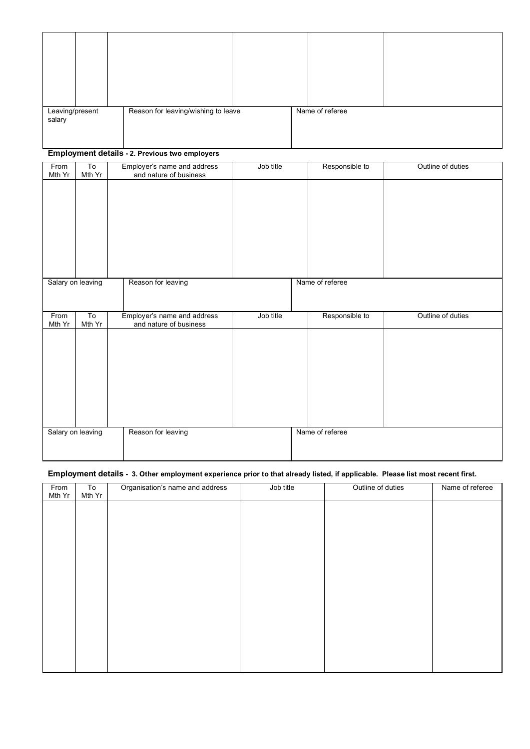| | | | | | |
|---|---|---|---|---|---|
| | | | | | |

| Leaving/present salary | Reason for leaving/wishing to leave | Name of referee |
|---|---|---|
| | | |

**Employment details - 2. Previous two employers**

| From Mth Yr | To Mth Yr | Employer's name and address and nature of business | Job title | Responsible to | Outline of duties |
|---|---|---|---|---|---|
| | | | | | |

| Salary on leaving | Reason for leaving | Name of referee |
|---|---|---|
| | | |

| From Mth Yr | To Mth Yr | Employer's name and address and nature of business | Job title | Responsible to | Outline of duties |
|---|---|---|---|---|---|
| | | | | | |

| Salary on leaving | Reason for leaving | Name of referee |
|---|---|---|
| | | |

**Employment details - 3. Other employment experience prior to that already listed, if applicable. Please list most recent first.**

| From Mth Yr | To Mth Yr | Organisation's name and address | Job title | Outline of duties | Name of referee |
|---|---|---|---|---|---|
| | | | | | |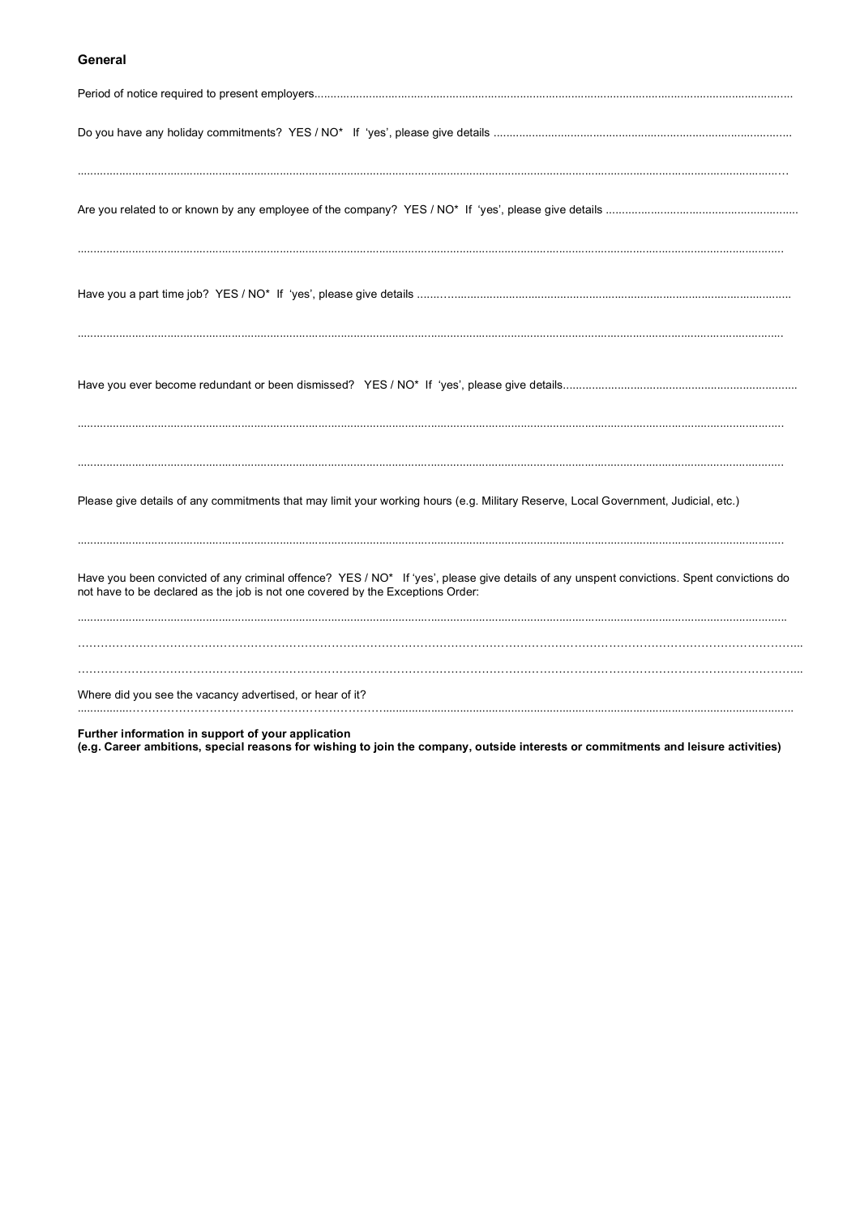## General

Period of notice required to present employers..........................................................................................................................................

Do you have any holiday commitments? YES / NO* If 'yes', please give details ...........................................................................................

..........................................................................................................................................................................................................

Are you related to or known by any employee of the company? YES / NO* If 'yes', please give details ..........................................................

..........................................................................................................................................................................................................

Have you a part time job? YES / NO* If 'yes', please give details ...................................................................................................................

..........................................................................................................................................................................................................

Have you ever become redundant or been dismissed? YES / NO* If 'yes', please give details.......................................................................

..........................................................................................................................................................................................................

..........................................................................................................................................................................................................

Please give details of any commitments that may limit your working hours (e.g. Military Reserve, Local Government, Judicial, etc.)

..........................................................................................................................................................................................................

Have you been convicted of any criminal offence? YES / NO* If 'yes', please give details of any unspent convictions. Spent convictions do not have to be declared as the job is not one covered by the Exceptions Order:

..........................................................................................................................................................................................................

..........................................................................................................................................................................................................

..........................................................................................................................................................................................................

Where did you see the vacancy advertised, or hear of it?

..........................................................................................................................................................................................................

**Further information in support of your application**
**(e.g. Career ambitions, special reasons for wishing to join the company, outside interests or commitments and leisure activities)**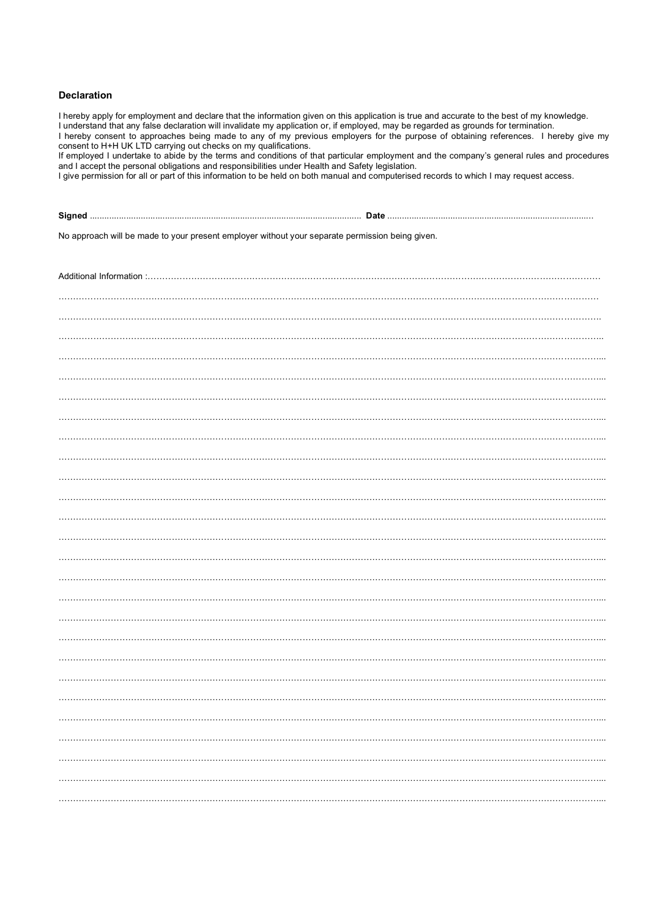## Declaration

I hereby apply for employment and declare that the information given on this application is true and accurate to the best of my knowledge.
I understand that any false declaration will invalidate my application or, if employed, may be regarded as grounds for termination.
I hereby consent to approaches being made to any of my previous employers for the purpose of obtaining references. I hereby give my consent to H+H UK LTD carrying out checks on my qualifications.
If employed I undertake to abide by the terms and conditions of that particular employment and the company's general rules and procedures and I accept the personal obligations and responsibilities under Health and Safety legislation.
I give permission for all or part of this information to be held on both manual and computerised records to which I may request access.

**Signed** ................................................................................................................ **Date** ....................................................................................

No approach will be made to your present employer without your separate permission being given.

Additional Information :…………………………………………………………………………………………………………………………………………